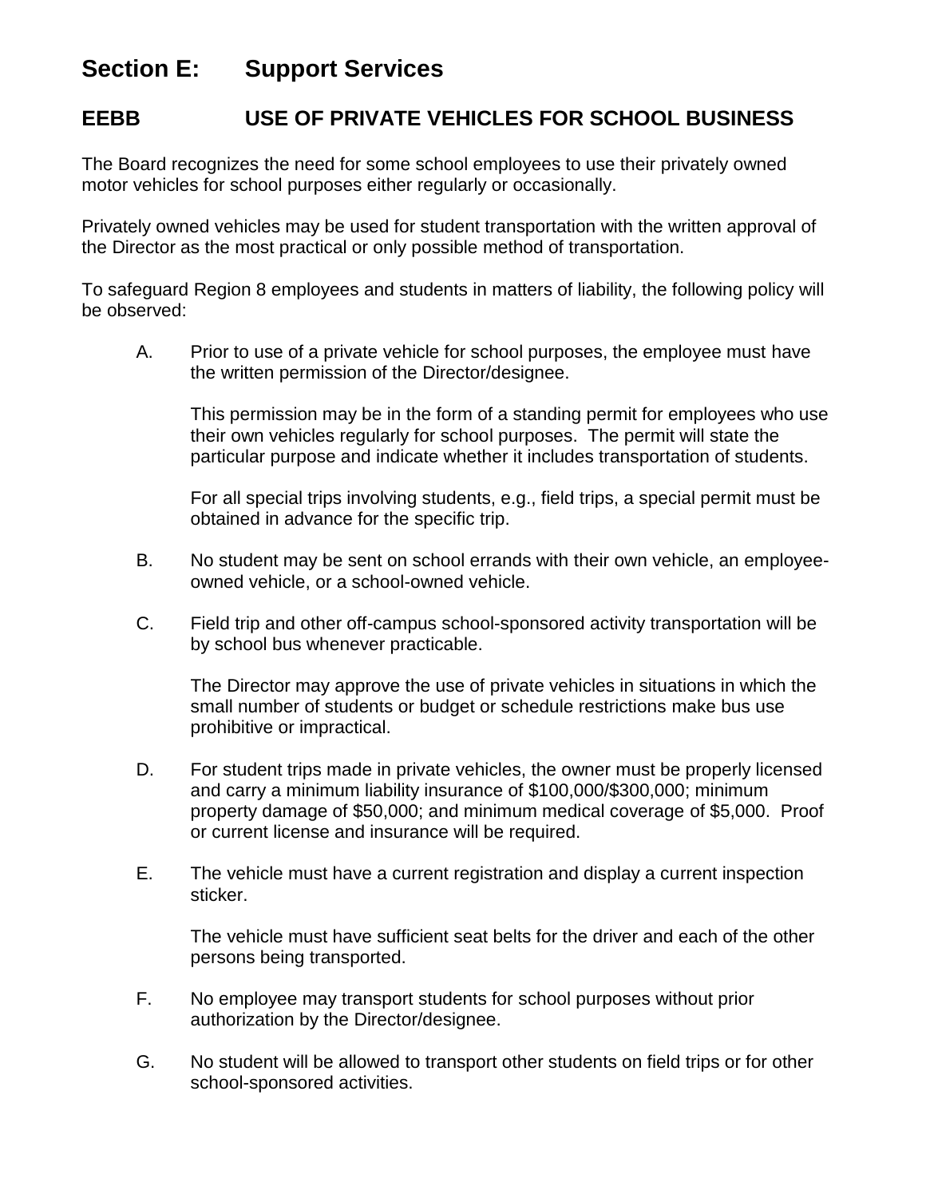# Section E: Support Services

## EEBB USE OF PRIVATE VEHICLES FOR SCHOOL BUSINESS

The Board recognizes the need for some school employees to use their privately owned motor vehicles for school purposes either regularly or occasionally.

Privately owned vehicles may be used for student transportation with the written approval of the Director as the most practical or only possible method of transportation.

To safeguard Region 8 employees and students in matters of liability, the following policy will be observed:

A. Prior to use of a private vehicle for school purposes, the employee must have the written permission of the Director/designee.

   This permission may be in the form of a standing permit for employees who use their own vehicles regularly for school purposes. The permit will state the particular purpose and indicate whether it includes transportation of students.

   For all special trips involving students, e.g., field trips, a special permit must be obtained in advance for the specific trip.

B. No student may be sent on school errands with their own vehicle, an employee-owned vehicle, or a school-owned vehicle.

C. Field trip and other off-campus school-sponsored activity transportation will be by school bus whenever practicable.

   The Director may approve the use of private vehicles in situations in which the small number of students or budget or schedule restrictions make bus use prohibitive or impractical.

D. For student trips made in private vehicles, the owner must be properly licensed and carry a minimum liability insurance of $100,000/$300,000; minimum property damage of $50,000; and minimum medical coverage of $5,000. Proof or current license and insurance will be required.

E. The vehicle must have a current registration and display a current inspection sticker.

   The vehicle must have sufficient seat belts for the driver and each of the other persons being transported.

F. No employee may transport students for school purposes without prior authorization by the Director/designee.

G. No student will be allowed to transport other students on field trips or for other school-sponsored activities.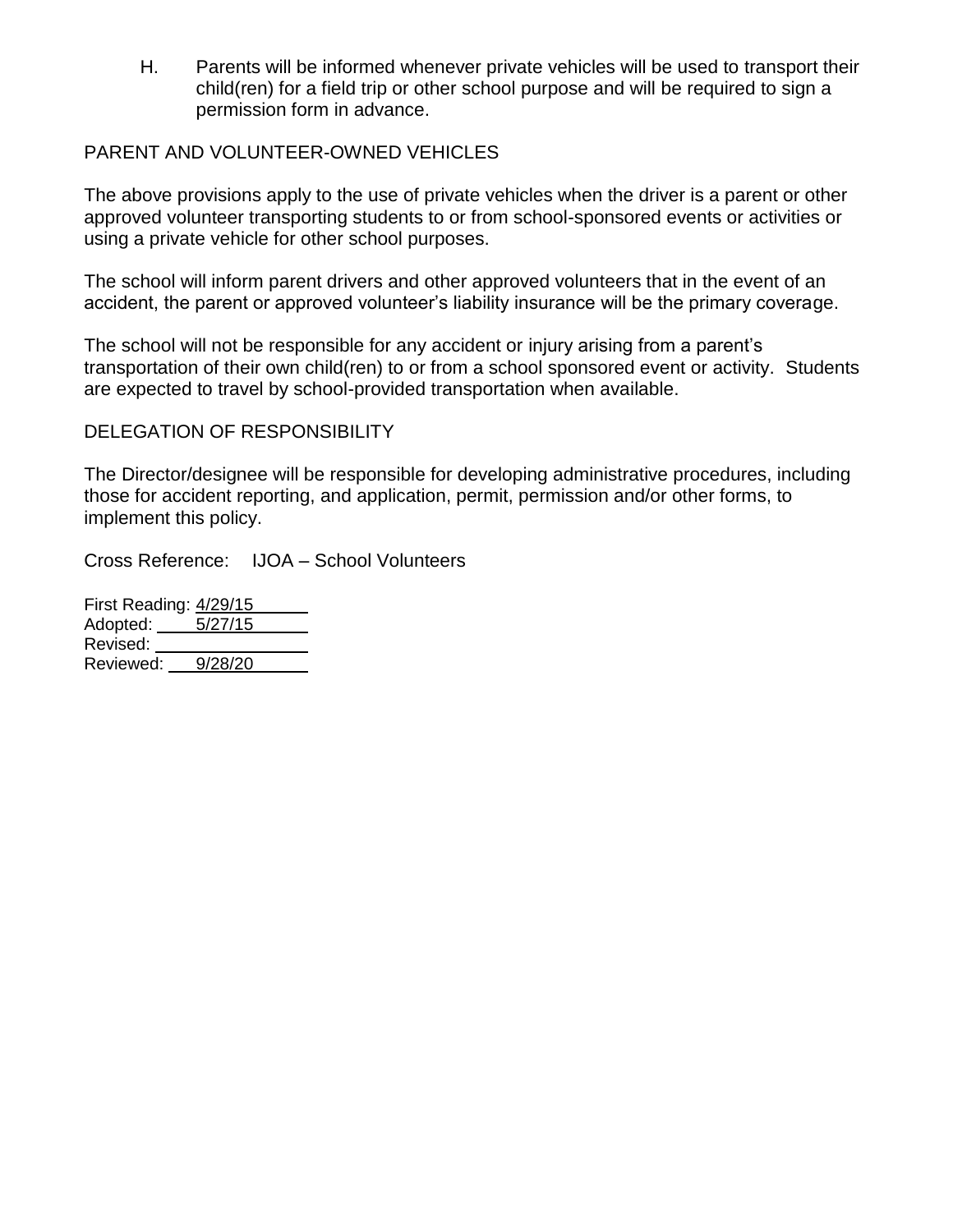H. Parents will be informed whenever private vehicles will be used to transport their child(ren) for a field trip or other school purpose and will be required to sign a permission form in advance.

## PARENT AND VOLUNTEER-OWNED VEHICLES

The above provisions apply to the use of private vehicles when the driver is a parent or other approved volunteer transporting students to or from school-sponsored events or activities or using a private vehicle for other school purposes.

The school will inform parent drivers and other approved volunteers that in the event of an accident, the parent or approved volunteer's liability insurance will be the primary coverage.

The school will not be responsible for any accident or injury arising from a parent's transportation of their own child(ren) to or from a school sponsored event or activity. Students are expected to travel by school-provided transportation when available.

## DELEGATION OF RESPONSIBILITY

The Director/designee will be responsible for developing administrative procedures, including those for accident reporting, and application, permit, permission and/or other forms, to implement this policy.

Cross Reference: IJOA – School Volunteers

First Reading: 4/29/15
Adopted: 5/27/15
Revised:
Reviewed: 9/28/20